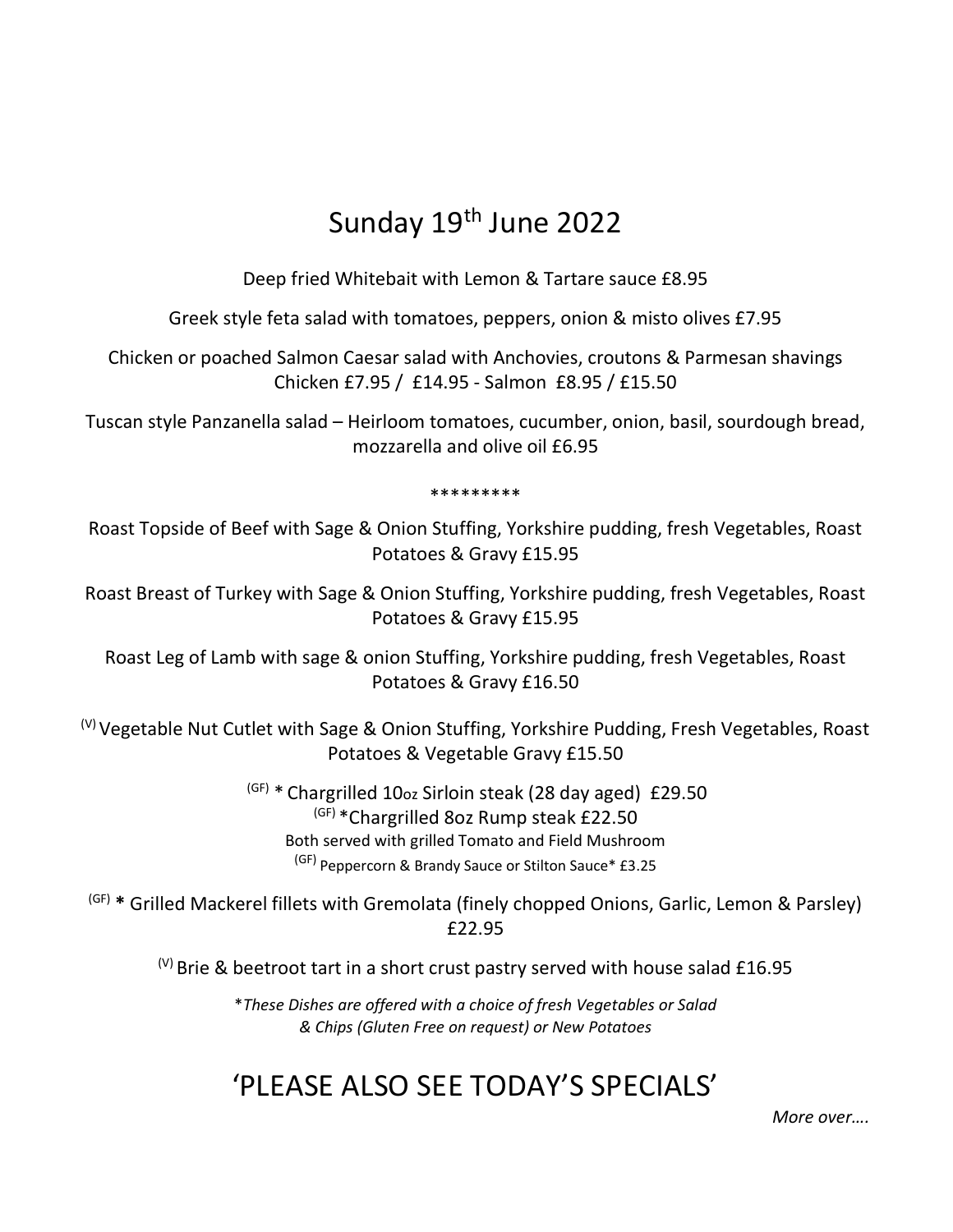# Sunday 19th June 2022

Deep fried Whitebait with Lemon & Tartare sauce £8.95

Greek style feta salad with tomatoes, peppers, onion & misto olives £7.95

Chicken or poached Salmon Caesar salad with Anchovies, croutons & Parmesan shavings
Chicken £7.95 / £14.95 - Salmon £8.95 / £15.50

Tuscan style Panzanella salad – Heirloom tomatoes, cucumber, onion, basil, sourdough bread, mozzarella and olive oil £6.95

*********

Roast Topside of Beef with Sage & Onion Stuffing, Yorkshire pudding, fresh Vegetables, Roast Potatoes & Gravy £15.95

Roast Breast of Turkey with Sage & Onion Stuffing, Yorkshire pudding, fresh Vegetables, Roast Potatoes & Gravy £15.95

Roast Leg of Lamb with sage & onion Stuffing, Yorkshire pudding, fresh Vegetables, Roast Potatoes & Gravy £16.50

(V) Vegetable Nut Cutlet with Sage & Onion Stuffing, Yorkshire Pudding, Fresh Vegetables, Roast Potatoes & Vegetable Gravy £15.50

(GF) * Chargrilled 10oz Sirloin steak (28 day aged) £29.50
(GF) *Chargrilled 8oz Rump steak £22.50
Both served with grilled Tomato and Field Mushroom
(GF) Peppercorn & Brandy Sauce or Stilton Sauce* £3.25

(GF) * Grilled Mackerel fillets with Gremolata (finely chopped Onions, Garlic, Lemon & Parsley) £22.95

(V) Brie & beetroot tart in a short crust pastry served with house salad £16.95

*\*These Dishes are offered with a choice of fresh Vegetables or Salad & Chips (Gluten Free on request) or New Potatoes*

## 'PLEASE ALSO SEE TODAY'S SPECIALS'

*More over….*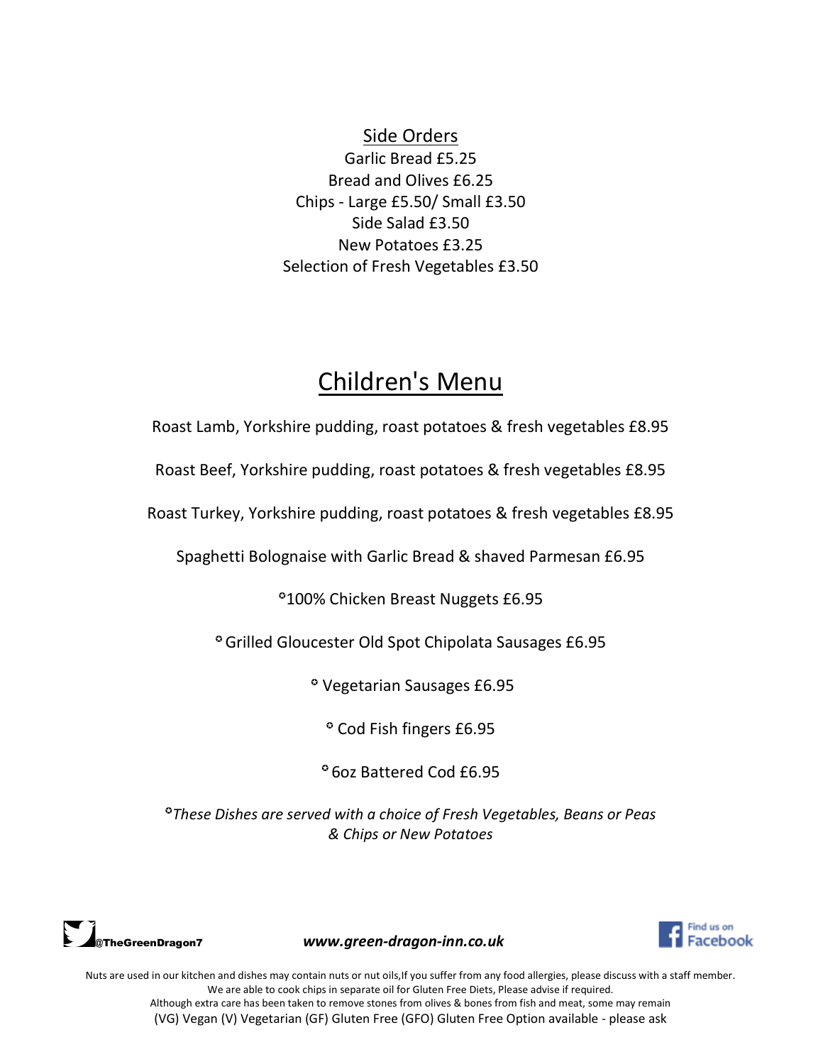## Side Orders

Garlic Bread £5.25

Bread and Olives £6.25

Chips - Large £5.50/ Small £3.50

Side Salad £3.50

New Potatoes £3.25

Selection of Fresh Vegetables £3.50

## Children's Menu

Roast Lamb, Yorkshire pudding, roast potatoes & fresh vegetables £8.95

Roast Beef, Yorkshire pudding, roast potatoes & fresh vegetables £8.95

Roast Turkey, Yorkshire pudding, roast potatoes & fresh vegetables £8.95

Spaghetti Bolognaise with Garlic Bread & shaved Parmesan £6.95

✪100% Chicken Breast Nuggets £6.95

✪ Grilled Gloucester Old Spot Chipolata Sausages £6.95

✪ Vegetarian Sausages £6.95

✪ Cod Fish fingers £6.95

✪ 6oz Battered Cod £6.95

*✪These Dishes are served with a choice of Fresh Vegetables, Beans or Peas & Chips or New Potatoes*

@TheGreenDragon7 ***www.green-dragon-inn.co.uk*** Find us on Facebook

Nuts are used in our kitchen and dishes may contain nuts or nut oils,If you suffer from any food allergies, please discuss with a staff member.
We are able to cook chips in separate oil for Gluten Free Diets, Please advise if required.
Although extra care has been taken to remove stones from olives & bones from fish and meat, some may remain
(VG) Vegan (V) Vegetarian (GF) Gluten Free (GFO) Gluten Free Option available - please ask